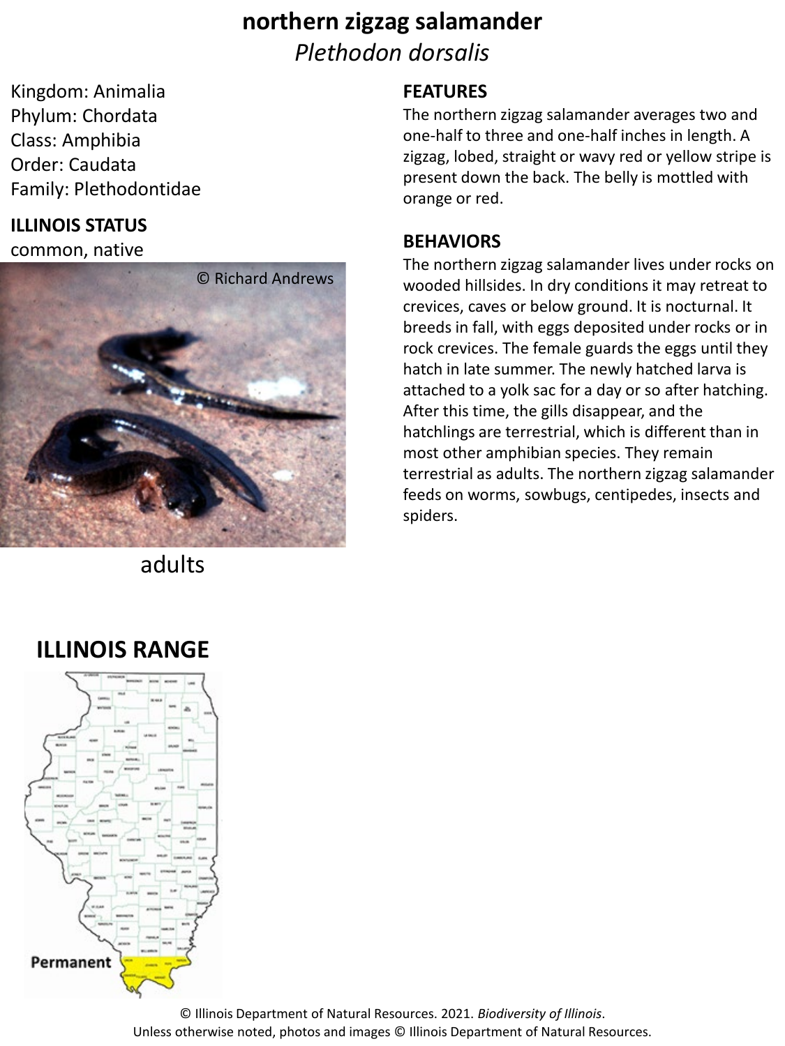# northern zigzag salamander

*Plethodon dorsalis*

Kingdom: Animalia
Phylum: Chordata
Class: Amphibia
Order: Caudata
Family: Plethodontidae

**ILLINOIS STATUS**

common, native

© Richard Andrews

adults

## FEATURES

The northern zigzag salamander averages two and one-half to three and one-half inches in length. A zigzag, lobed, straight or wavy red or yellow stripe is present down the back. The belly is mottled with orange or red.

## BEHAVIORS

The northern zigzag salamander lives under rocks on wooded hillsides. In dry conditions it may retreat to crevices, caves or below ground. It is nocturnal. It breeds in fall, with eggs deposited under rocks or in rock crevices. The female guards the eggs until they hatch in late summer. The newly hatched larva is attached to a yolk sac for a day or so after hatching. After this time, the gills disappear, and the hatchlings are terrestrial, which is different than in most other amphibian species. They remain terrestrial as adults. The northern zigzag salamander feeds on worms, sowbugs, centipedes, insects and spiders.

## ILLINOIS RANGE

Permanent

© Illinois Department of Natural Resources. 2021. *Biodiversity of Illinois*.
Unless otherwise noted, photos and images © Illinois Department of Natural Resources.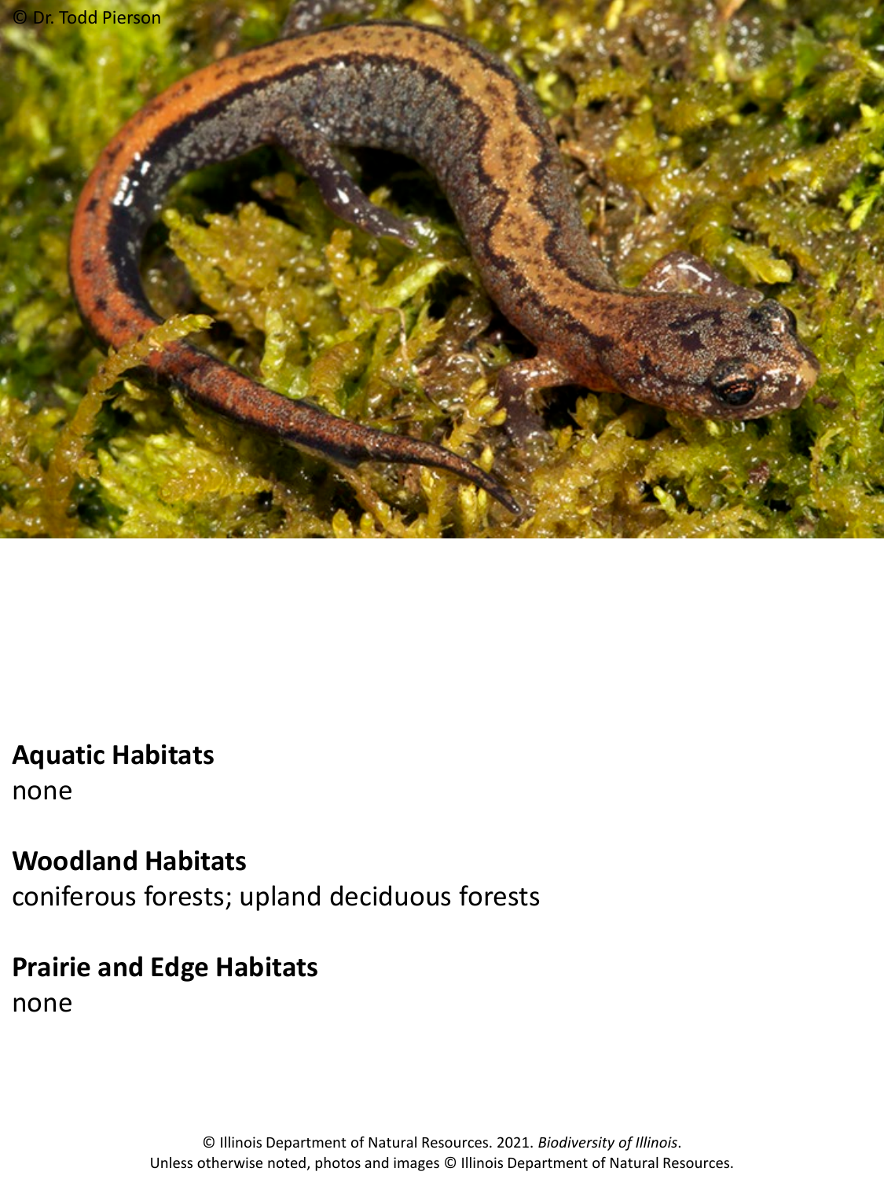© Dr. Todd Pierson

**Aquatic Habitats**
none

**Woodland Habitats**
coniferous forests; upland deciduous forests

**Prairie and Edge Habitats**
none

© Illinois Department of Natural Resources. 2021. *Biodiversity of Illinois*.
Unless otherwise noted, photos and images © Illinois Department of Natural Resources.